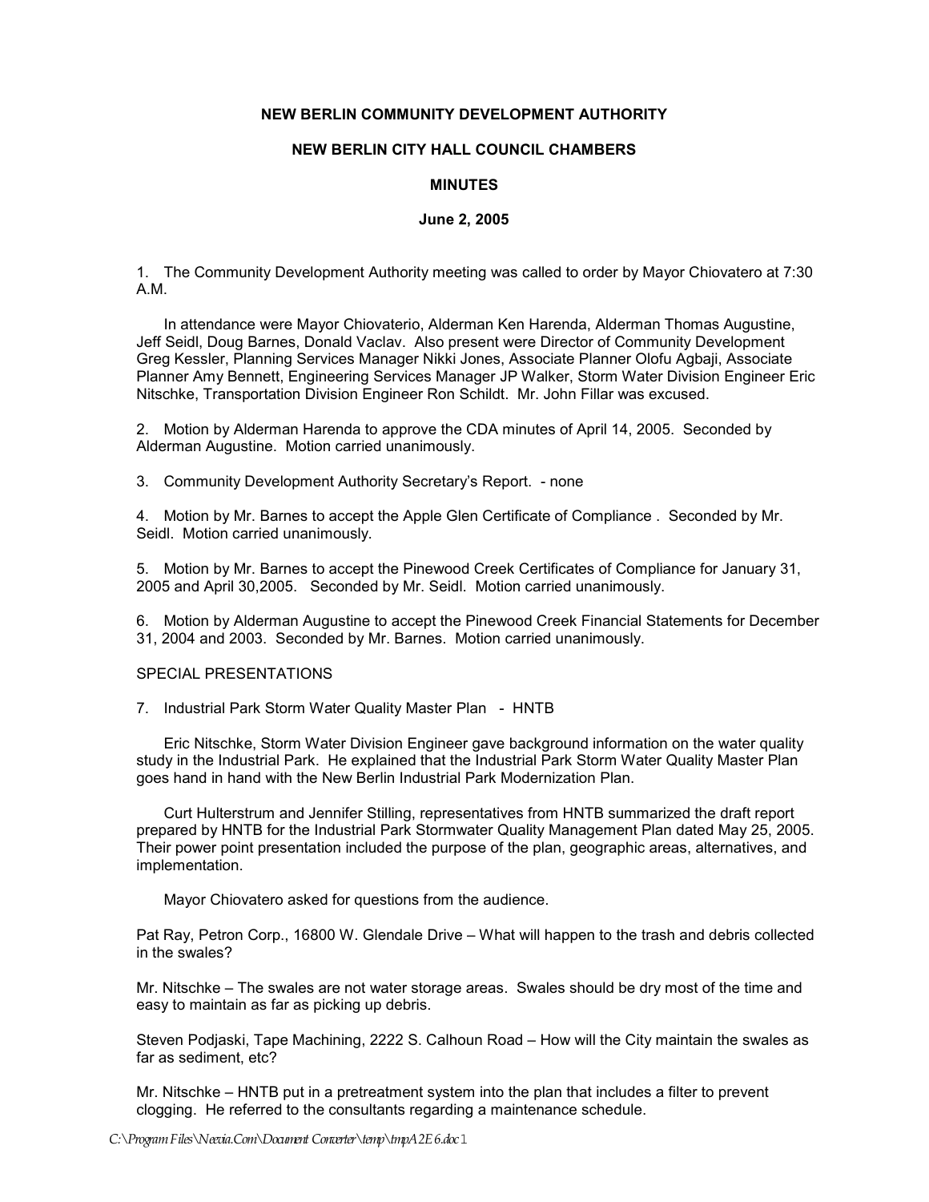**NEW BERLIN COMMUNITY DEVELOPMENT AUTHORITY**

**NEW BERLIN CITY HALL COUNCIL CHAMBERS**

**MINUTES**

**June 2, 2005**

1. The Community Development Authority meeting was called to order by Mayor Chiovatero at 7:30 A.M.

   In attendance were Mayor Chiovaterio, Alderman Ken Harenda, Alderman Thomas Augustine, Jeff Seidl, Doug Barnes, Donald Vaclav. Also present were Director of Community Development Greg Kessler, Planning Services Manager Nikki Jones, Associate Planner Olofu Agbaji, Associate Planner Amy Bennett, Engineering Services Manager JP Walker, Storm Water Division Engineer Eric Nitschke, Transportation Division Engineer Ron Schildt. Mr. John Fillar was excused.

2. Motion by Alderman Harenda to approve the CDA minutes of April 14, 2005. Seconded by Alderman Augustine. Motion carried unanimously.

3. Community Development Authority Secretary's Report. - none

4. Motion by Mr. Barnes to accept the Apple Glen Certificate of Compliance . Seconded by Mr. Seidl. Motion carried unanimously.

5. Motion by Mr. Barnes to accept the Pinewood Creek Certificates of Compliance for January 31, 2005 and April 30,2005. Seconded by Mr. Seidl. Motion carried unanimously.

6. Motion by Alderman Augustine to accept the Pinewood Creek Financial Statements for December 31, 2004 and 2003. Seconded by Mr. Barnes. Motion carried unanimously.

SPECIAL PRESENTATIONS

7. Industrial Park Storm Water Quality Master Plan - HNTB

   Eric Nitschke, Storm Water Division Engineer gave background information on the water quality study in the Industrial Park. He explained that the Industrial Park Storm Water Quality Master Plan goes hand in hand with the New Berlin Industrial Park Modernization Plan.

   Curt Hulterstrum and Jennifer Stilling, representatives from HNTB summarized the draft report prepared by HNTB for the Industrial Park Stormwater Quality Management Plan dated May 25, 2005. Their power point presentation included the purpose of the plan, geographic areas, alternatives, and implementation.

   Mayor Chiovatero asked for questions from the audience.

Pat Ray, Petron Corp., 16800 W. Glendale Drive – What will happen to the trash and debris collected in the swales?

Mr. Nitschke – The swales are not water storage areas. Swales should be dry most of the time and easy to maintain as far as picking up debris.

Steven Podjaski, Tape Machining, 2222 S. Calhoun Road – How will the City maintain the swales as far as sediment, etc?

Mr. Nitschke – HNTB put in a pretreatment system into the plan that includes a filter to prevent clogging. He referred to the consultants regarding a maintenance schedule.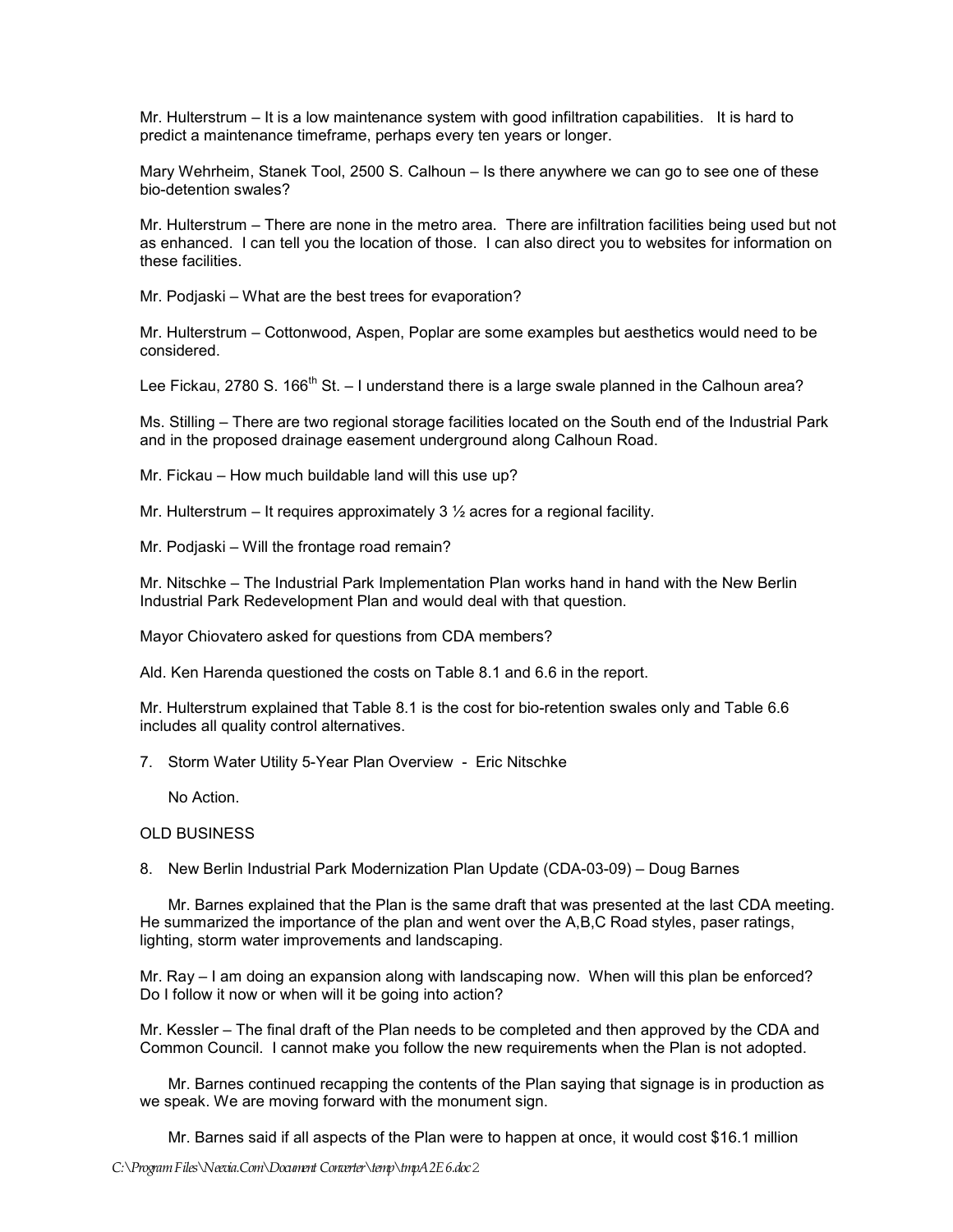Mr. Hulterstrum – It is a low maintenance system with good infiltration capabilities. It is hard to predict a maintenance timeframe, perhaps every ten years or longer.

Mary Wehrheim, Stanek Tool, 2500 S. Calhoun – Is there anywhere we can go to see one of these bio-detention swales?

Mr. Hulterstrum – There are none in the metro area. There are infiltration facilities being used but not as enhanced. I can tell you the location of those. I can also direct you to websites for information on these facilities.

Mr. Podjaski – What are the best trees for evaporation?

Mr. Hulterstrum – Cottonwood, Aspen, Poplar are some examples but aesthetics would need to be considered.

Lee Fickau, 2780 S. 166th St. – I understand there is a large swale planned in the Calhoun area?

Ms. Stilling – There are two regional storage facilities located on the South end of the Industrial Park and in the proposed drainage easement underground along Calhoun Road.

Mr. Fickau – How much buildable land will this use up?

Mr. Hulterstrum – It requires approximately 3 ½ acres for a regional facility.

Mr. Podjaski – Will the frontage road remain?

Mr. Nitschke – The Industrial Park Implementation Plan works hand in hand with the New Berlin Industrial Park Redevelopment Plan and would deal with that question.

Mayor Chiovatero asked for questions from CDA members?

Ald. Ken Harenda questioned the costs on Table 8.1 and 6.6 in the report.

Mr. Hulterstrum explained that Table 8.1 is the cost for bio-retention swales only and Table 6.6 includes all quality control alternatives.

7. Storm Water Utility 5-Year Plan Overview - Eric Nitschke

   No Action.

OLD BUSINESS

8. New Berlin Industrial Park Modernization Plan Update (CDA-03-09) – Doug Barnes

   Mr. Barnes explained that the Plan is the same draft that was presented at the last CDA meeting. He summarized the importance of the plan and went over the A,B,C Road styles, paser ratings, lighting, storm water improvements and landscaping.

Mr. Ray – I am doing an expansion along with landscaping now. When will this plan be enforced? Do I follow it now or when will it be going into action?

Mr. Kessler – The final draft of the Plan needs to be completed and then approved by the CDA and Common Council. I cannot make you follow the new requirements when the Plan is not adopted.

   Mr. Barnes continued recapping the contents of the Plan saying that signage is in production as we speak. We are moving forward with the monument sign.

   Mr. Barnes said if all aspects of the Plan were to happen at once, it would cost $16.1 million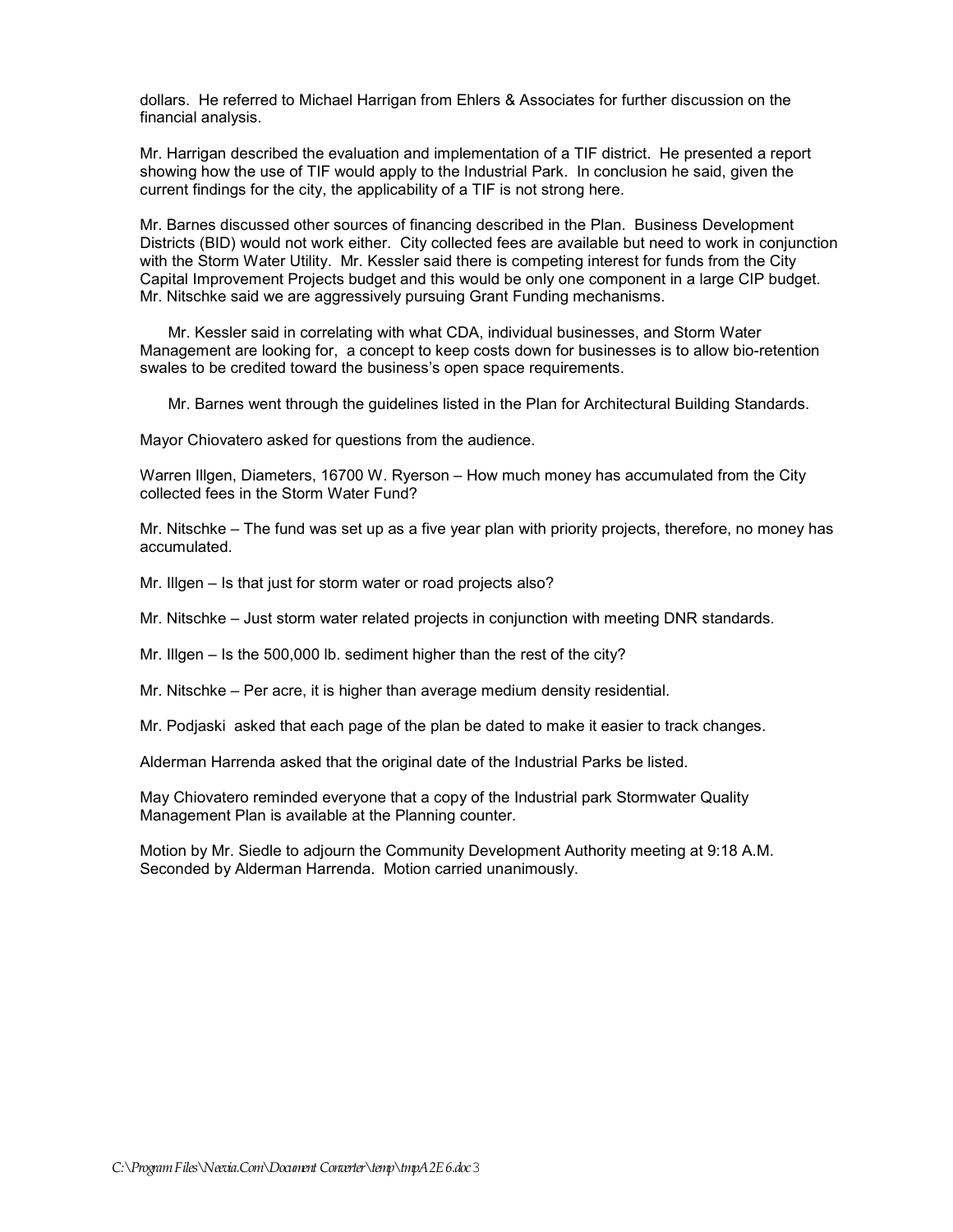dollars. He referred to Michael Harrigan from Ehlers & Associates for further discussion on the financial analysis.

Mr. Harrigan described the evaluation and implementation of a TIF district. He presented a report showing how the use of TIF would apply to the Industrial Park. In conclusion he said, given the current findings for the city, the applicability of a TIF is not strong here.

Mr. Barnes discussed other sources of financing described in the Plan. Business Development Districts (BID) would not work either. City collected fees are available but need to work in conjunction with the Storm Water Utility. Mr. Kessler said there is competing interest for funds from the City Capital Improvement Projects budget and this would be only one component in a large CIP budget. Mr. Nitschke said we are aggressively pursuing Grant Funding mechanisms.

Mr. Kessler said in correlating with what CDA, individual businesses, and Storm Water Management are looking for, a concept to keep costs down for businesses is to allow bio-retention swales to be credited toward the business's open space requirements.

Mr. Barnes went through the guidelines listed in the Plan for Architectural Building Standards.

Mayor Chiovatero asked for questions from the audience.

Warren Illgen, Diameters, 16700 W. Ryerson – How much money has accumulated from the City collected fees in the Storm Water Fund?

Mr. Nitschke – The fund was set up as a five year plan with priority projects, therefore, no money has accumulated.

Mr. Illgen – Is that just for storm water or road projects also?

Mr. Nitschke – Just storm water related projects in conjunction with meeting DNR standards.

Mr. Illgen – Is the 500,000 lb. sediment higher than the rest of the city?

Mr. Nitschke – Per acre, it is higher than average medium density residential.

Mr. Podjaski asked that each page of the plan be dated to make it easier to track changes.

Alderman Harrenda asked that the original date of the Industrial Parks be listed.

May Chiovatero reminded everyone that a copy of the Industrial park Stormwater Quality Management Plan is available at the Planning counter.

Motion by Mr. Siedle to adjourn the Community Development Authority meeting at 9:18 A.M. Seconded by Alderman Harrenda. Motion carried unanimously.

C:\Program Files\Neevia.Com\Document Converter\temp\tmpA2E6.doc